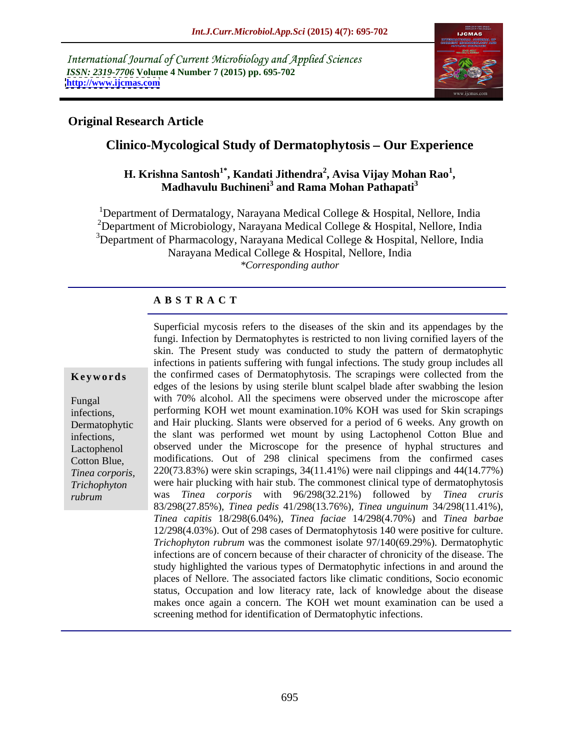International Journal of Current Microbiology and Applied Sciences
*ISSN: 2319-7706* **Volume 4 Number 7 (2015) pp. 695-702**
**http://www.ijcmas.com**

## Original Research Article

# Clinico-Mycological Study of Dermatophytosis – Our Experience

**H. Krishna Santosh[1*], Kandati Jithendra[2], Avisa Vijay Mohan Rao[1], Madhavulu Buchineni[3] and Rama Mohan Pathapati[3]**

[1]Department of Dermatalogy, Narayana Medical College & Hospital, Nellore, India
[2]Department of Microbiology, Narayana Medical College & Hospital, Nellore, India
[3]Department of Pharmacology, Narayana Medical College & Hospital, Nellore, India
Narayana Medical College & Hospital, Nellore, India
*\*Corresponding author*

### A B S T R A C T

**Keywords**

Fungal infections, Dermatophytic infections, Lactophenol Cotton Blue, *Tinea corporis*, *Trichophyton rubrum*

Superficial mycosis refers to the diseases of the skin and its appendages by the fungi. Infection by Dermatophytes is restricted to non living cornified layers of the skin. The Present study was conducted to study the pattern of dermatophytic infections in patients suffering with fungal infections. The study group includes all the confirmed cases of Dermatophytosis. The scrapings were collected from the edges of the lesions by using sterile blunt scalpel blade after swabbing the lesion with 70% alcohol. All the specimens were observed under the microscope after performing KOH wet mount examination.10% KOH was used for Skin scrapings and Hair plucking. Slants were observed for a period of 6 weeks. Any growth on the slant was performed wet mount by using Lactophenol Cotton Blue and observed under the Microscope for the presence of hyphal structures and modifications. Out of 298 clinical specimens from the confirmed cases 220(73.83%) were skin scrapings, 34(11.41%) were nail clippings and 44(14.77%) were hair plucking with hair stub. The commonest clinical type of dermatophytosis was *Tinea corporis* with 96/298(32.21%) followed by *Tinea cruris* 83/298(27.85%), *Tinea pedis* 41/298(13.76%), *Tinea unguinum* 34/298(11.41%), *Tinea capitis* 18/298(6.04%), *Tinea faciae* 14/298(4.70%) and *Tinea barbae* 12/298(4.03%). Out of 298 cases of Dermatophytosis 140 were positive for culture. *Trichophyton rubrum* was the commonest isolate 97/140(69.29%). Dermatophytic infections are of concern because of their character of chronicity of the disease. The study highlighted the various types of Dermatophytic infections in and around the places of Nellore. The associated factors like climatic conditions, Socio economic status, Occupation and low literacy rate, lack of knowledge about the disease makes once again a concern. The KOH wet mount examination can be used a screening method for identification of Dermatophytic infections.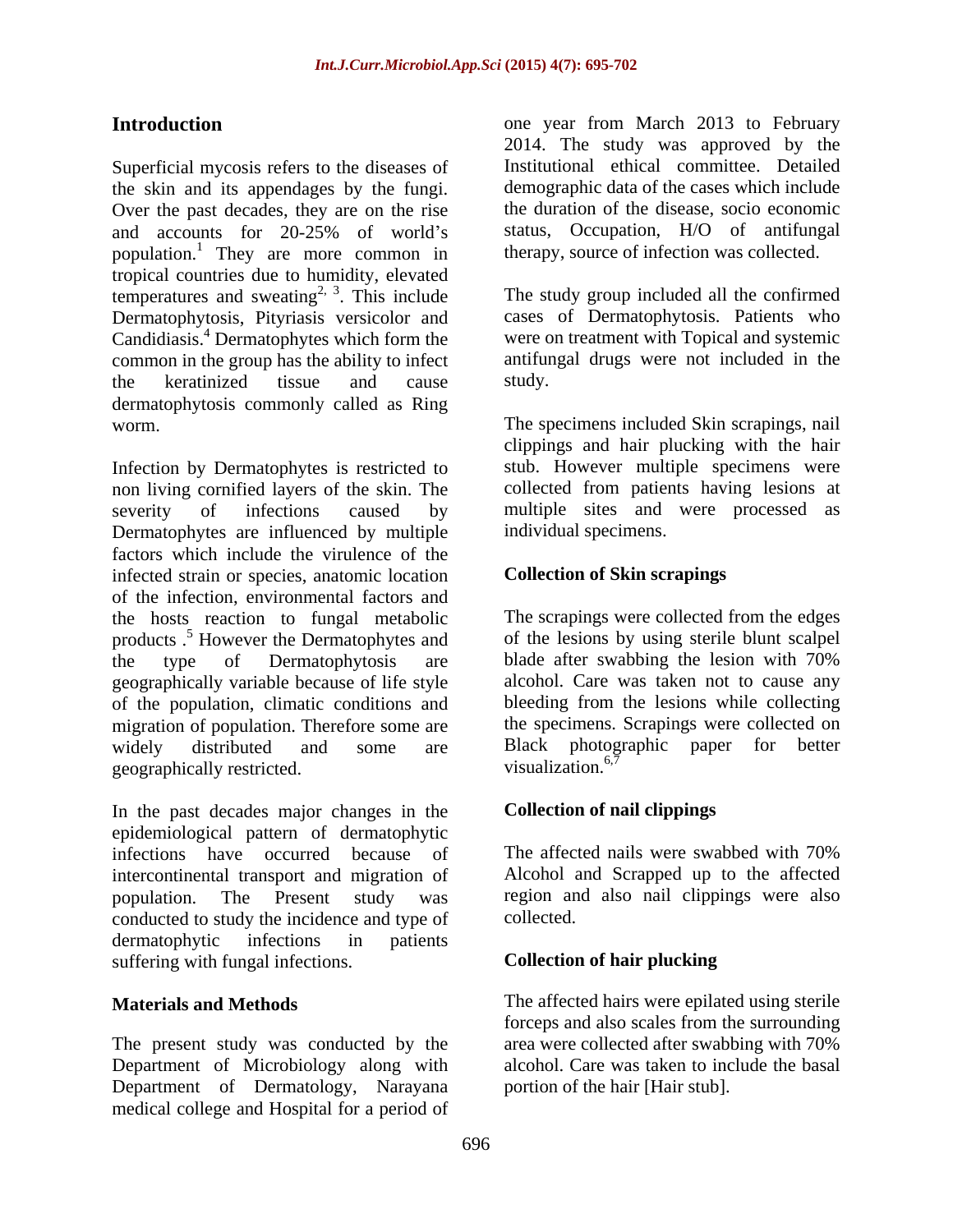## Introduction

Superficial mycosis refers to the diseases of the skin and its appendages by the fungi. Over the past decades, they are on the rise and accounts for 20-25% of world's population.[1] They are more common in tropical countries due to humidity, elevated temperatures and sweating[2, 3]. This include Dermatophytosis, Pityriasis versicolor and Candidiasis.[4] Dermatophytes which form the common in the group has the ability to infect the keratinized tissue and cause dermatophytosis commonly called as Ring worm.

Infection by Dermatophytes is restricted to non living cornified layers of the skin. The severity of infections caused by Dermatophytes are influenced by multiple factors which include the virulence of the infected strain or species, anatomic location of the infection, environmental factors and the hosts reaction to fungal metabolic products .[5] However the Dermatophytes and the type of Dermatophytosis are geographically variable because of life style of the population, climatic conditions and migration of population. Therefore some are widely distributed and some are geographically restricted.

In the past decades major changes in the epidemiological pattern of dermatophytic infections have occurred because of intercontinental transport and migration of population. The Present study was conducted to study the incidence and type of dermatophytic infections in patients suffering with fungal infections.

## Materials and Methods

The present study was conducted by the Department of Microbiology along with Department of Dermatology, Narayana medical college and Hospital for a period of one year from March 2013 to February 2014. The study was approved by the Institutional ethical committee. Detailed demographic data of the cases which include the duration of the disease, socio economic status, Occupation, H/O of antifungal therapy, source of infection was collected.

The study group included all the confirmed cases of Dermatophytosis. Patients who were on treatment with Topical and systemic antifungal drugs were not included in the study.

The specimens included Skin scrapings, nail clippings and hair plucking with the hair stub. However multiple specimens were collected from patients having lesions at multiple sites and were processed as individual specimens.

### Collection of Skin scrapings

The scrapings were collected from the edges of the lesions by using sterile blunt scalpel blade after swabbing the lesion with 70% alcohol. Care was taken not to cause any bleeding from the lesions while collecting the specimens. Scrapings were collected on Black photographic paper for better visualization.[6,7]

### Collection of nail clippings

The affected nails were swabbed with 70% Alcohol and Scrapped up to the affected region and also nail clippings were also collected.

### Collection of hair plucking

The affected hairs were epilated using sterile forceps and also scales from the surrounding area were collected after swabbing with 70% alcohol. Care was taken to include the basal portion of the hair [Hair stub].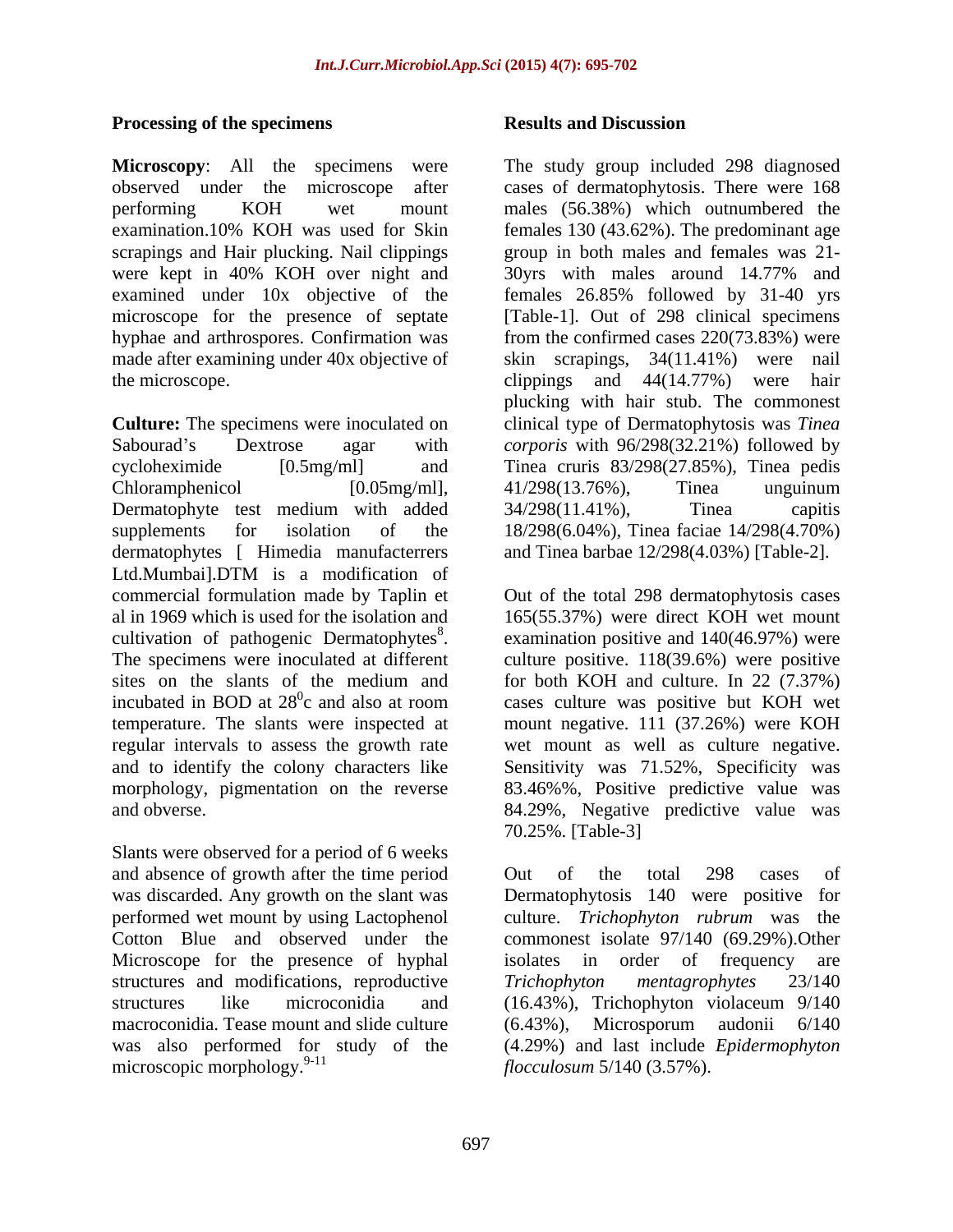## Processing of the specimens

**Microscopy**: All the specimens were observed under the microscope after performing KOH wet mount examination.10% KOH was used for Skin scrapings and Hair plucking. Nail clippings were kept in 40% KOH over night and examined under 10x objective of the microscope for the presence of septate hyphae and arthrospores. Confirmation was made after examining under 40x objective of the microscope.

**Culture:** The specimens were inoculated on Sabourad's Dextrose agar with cycloheximide [0.5mg/ml] and Chloramphenicol [0.05mg/ml], Dermatophyte test medium with added supplements for isolation of the dermatophytes [ Himedia manufacterrers Ltd.Mumbai].DTM is a modification of commercial formulation made by Taplin et al in 1969 which is used for the isolation and cultivation of pathogenic Dermatophytes[8]. The specimens were inoculated at different sites on the slants of the medium and incubated in BOD at $28^0$c and also at room temperature. The slants were inspected at regular intervals to assess the growth rate and to identify the colony characters like morphology, pigmentation on the reverse and obverse.

Slants were observed for a period of 6 weeks and absence of growth after the time period was discarded. Any growth on the slant was performed wet mount by using Lactophenol Cotton Blue and observed under the Microscope for the presence of hyphal structures and modifications, reproductive structures like microconidia and macroconidia. Tease mount and slide culture was also performed for study of the microscopic morphology.[9-11]

## Results and Discussion

The study group included 298 diagnosed cases of dermatophytosis. There were 168 males (56.38%) which outnumbered the females 130 (43.62%). The predominant age group in both males and females was 21-30yrs with males around 14.77% and females 26.85% followed by 31-40 yrs [Table-1]. Out of 298 clinical specimens from the confirmed cases 220(73.83%) were skin scrapings, 34(11.41%) were nail clippings and 44(14.77%) were hair plucking with hair stub. The commonest clinical type of Dermatophytosis was *Tinea corporis* with 96/298(32.21%) followed by Tinea cruris 83/298(27.85%), Tinea pedis 41/298(13.76%), Tinea unguinum 34/298(11.41%), Tinea capitis 18/298(6.04%), Tinea faciae 14/298(4.70%) and Tinea barbae 12/298(4.03%) [Table-2].

Out of the total 298 dermatophytosis cases 165(55.37%) were direct KOH wet mount examination positive and 140(46.97%) were culture positive. 118(39.6%) were positive for both KOH and culture. In 22 (7.37%) cases culture was positive but KOH wet mount negative. 111 (37.26%) were KOH wet mount as well as culture negative. Sensitivity was 71.52%, Specificity was 83.46%%, Positive predictive value was 84.29%, Negative predictive value was 70.25%. [Table-3]

Out of the total 298 cases of Dermatophytosis 140 were positive for culture. *Trichophyton rubrum* was the commonest isolate 97/140 (69.29%).Other isolates in order of frequency are *Trichophyton mentagrophytes* 23/140 (16.43%), Trichophyton violaceum 9/140 (6.43%), Microsporum audonii 6/140 (4.29%) and last include *Epidermophyton flocculosum* 5/140 (3.57%).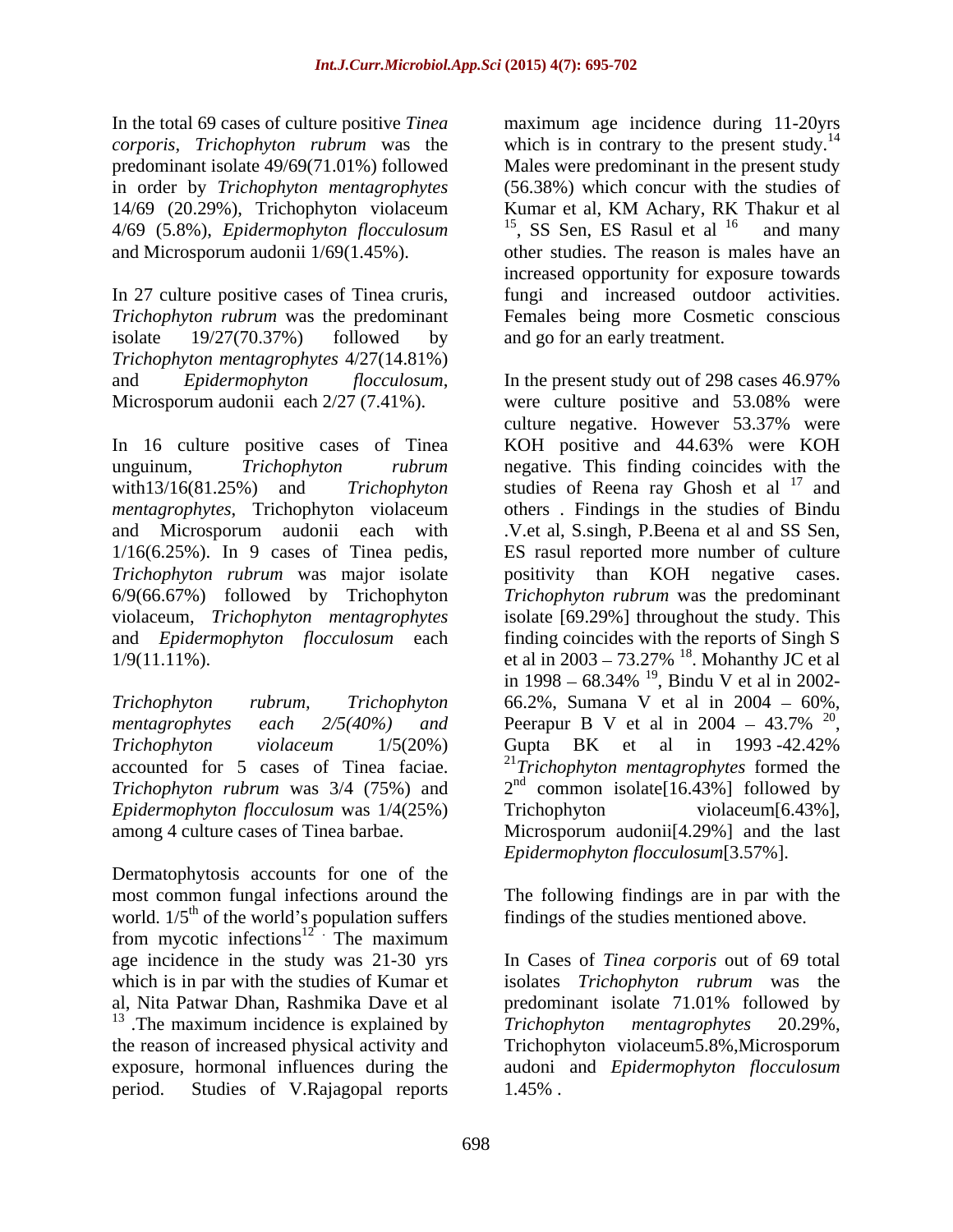In the total 69 cases of culture positive *Tinea corporis*, *Trichophyton rubrum* was the predominant isolate 49/69(71.01%) followed in order by *Trichophyton mentagrophytes* 14/69 (20.29%), Trichophyton violaceum 4/69 (5.8%), *Epidermophyton flocculosum* and Microsporum audonii 1/69(1.45%).

In 27 culture positive cases of Tinea cruris, *Trichophyton rubrum* was the predominant isolate 19/27(70.37%) followed by *Trichophyton mentagrophytes* 4/27(14.81%) and *Epidermophyton flocculosum*, Microsporum audonii each 2/27 (7.41%).

In 16 culture positive cases of Tinea unguinum, *Trichophyton rubrum* with13/16(81.25%) and *Trichophyton mentagrophytes*, Trichophyton violaceum and Microsporum audonii each with 1/16(6.25%). In 9 cases of Tinea pedis, *Trichophyton rubrum* was major isolate 6/9(66.67%) followed by Trichophyton violaceum, *Trichophyton mentagrophytes* and *Epidermophyton flocculosum* each 1/9(11.11%).

*Trichophyton rubrum*, *Trichophyton mentagrophytes each 2/5(40%) and Trichophyton violaceum* 1/5(20%) accounted for 5 cases of Tinea faciae. *Trichophyton rubrum* was 3/4 (75%) and *Epidermophyton flocculosum* was 1/4(25%) among 4 culture cases of Tinea barbae.

Dermatophytosis accounts for one of the most common fungal infections around the world. 1/5$^{th}$ of the world's population suffers from mycotic infections[12]. The maximum age incidence in the study was 21-30 yrs which is in par with the studies of Kumar et al, Nita Patwar Dhan, Rashmika Dave et al [13]. The maximum incidence is explained by the reason of increased physical activity and exposure, hormonal influences during the period. Studies of V.Rajagopal reports maximum age incidence during 11-20yrs which is in contrary to the present study.[14] Males were predominant in the present study (56.38%) which concur with the studies of Kumar et al, KM Achary, RK Thakur et al [15], SS Sen, ES Rasul et al [16] and many other studies. The reason is males have an increased opportunity for exposure towards fungi and increased outdoor activities. Females being more Cosmetic conscious and go for an early treatment.

In the present study out of 298 cases 46.97% were culture positive and 53.08% were culture negative. However 53.37% were KOH positive and 44.63% were KOH negative. This finding coincides with the studies of Reena ray Ghosh et al [17] and others . Findings in the studies of Bindu .V.et al, S.singh, P.Beena et al and SS Sen, ES rasul reported more number of culture positivity than KOH negative cases. *Trichophyton rubrum* was the predominant isolate [69.29%] throughout the study. This finding coincides with the reports of Singh S et al in 2003 – 73.27% [18]. Mohanthy JC et al in 1998 – 68.34% [19], Bindu V et al in 2002- 66.2%, Sumana V et al in 2004 – 60%, Peerapur B V et al in 2004 – 43.7% [20], Gupta BK et al in 1993 -42.42% [21]*Trichophyton mentagrophytes* formed the 2$^{nd}$ common isolate[16.43%] followed by Trichophyton violaceum[6.43%], Microsporum audonii[4.29%] and the last *Epidermophyton flocculosum*[3.57%].

The following findings are in par with the findings of the studies mentioned above.

In Cases of *Tinea corporis* out of 69 total isolates *Trichophyton rubrum* was the predominant isolate 71.01% followed by *Trichophyton mentagrophytes* 20.29%, Trichophyton violaceum5.8%,Microsporum audoni and *Epidermophyton flocculosum* 1.45% .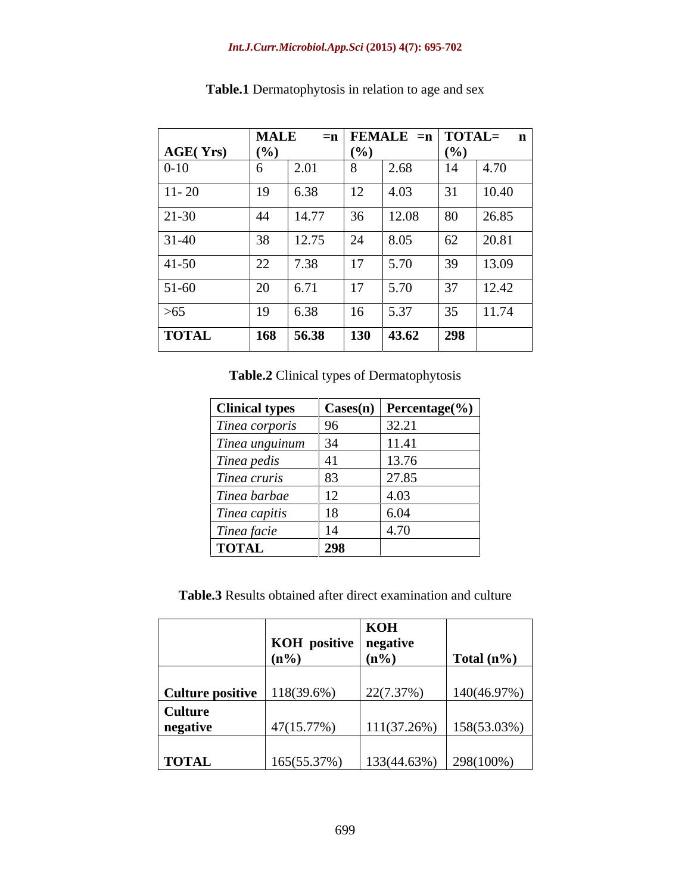**Table.1** Dermatophytosis in relation to age and sex

| AGE( Yrs) | MALE =n (%) | | FEMALE =n (%) | | TOTAL= n (%) | |
|---|---|---|---|---|---|---|
| 0-10 | 6 | 2.01 | 8 | 2.68 | 14 | 4.70 |
| 11- 20 | 19 | 6.38 | 12 | 4.03 | 31 | 10.40 |
| 21-30 | 44 | 14.77 | 36 | 12.08 | 80 | 26.85 |
| 31-40 | 38 | 12.75 | 24 | 8.05 | 62 | 20.81 |
| 41-50 | 22 | 7.38 | 17 | 5.70 | 39 | 13.09 |
| 51-60 | 20 | 6.71 | 17 | 5.70 | 37 | 12.42 |
| >65 | 19 | 6.38 | 16 | 5.37 | 35 | 11.74 |
| **TOTAL** | **168** | **56.38** | **130** | **43.62** | **298** | |

**Table.2** Clinical types of Dermatophytosis

| Clinical types | Cases(n) | Percentage(%) |
|---|---|---|
| *Tinea corporis* | 96 | 32.21 |
| *Tinea unguinum* | 34 | 11.41 |
| *Tinea pedis* | 41 | 13.76 |
| *Tinea cruris* | 83 | 27.85 |
| *Tinea barbae* | 12 | 4.03 |
| *Tinea capitis* | 18 | 6.04 |
| *Tinea facie* | 14 | 4.70 |
| **TOTAL** | **298** | |

**Table.3** Results obtained after direct examination and culture

| | KOH positive (n%) | KOH negative (n%) | Total (n%) |
|---|---|---|---|
| **Culture positive** | 118(39.6%) | 22(7.37%) | 140(46.97%) |
| **Culture negative** | 47(15.77%) | 111(37.26%) | 158(53.03%) |
| **TOTAL** | 165(55.37%) | 133(44.63%) | 298(100%) |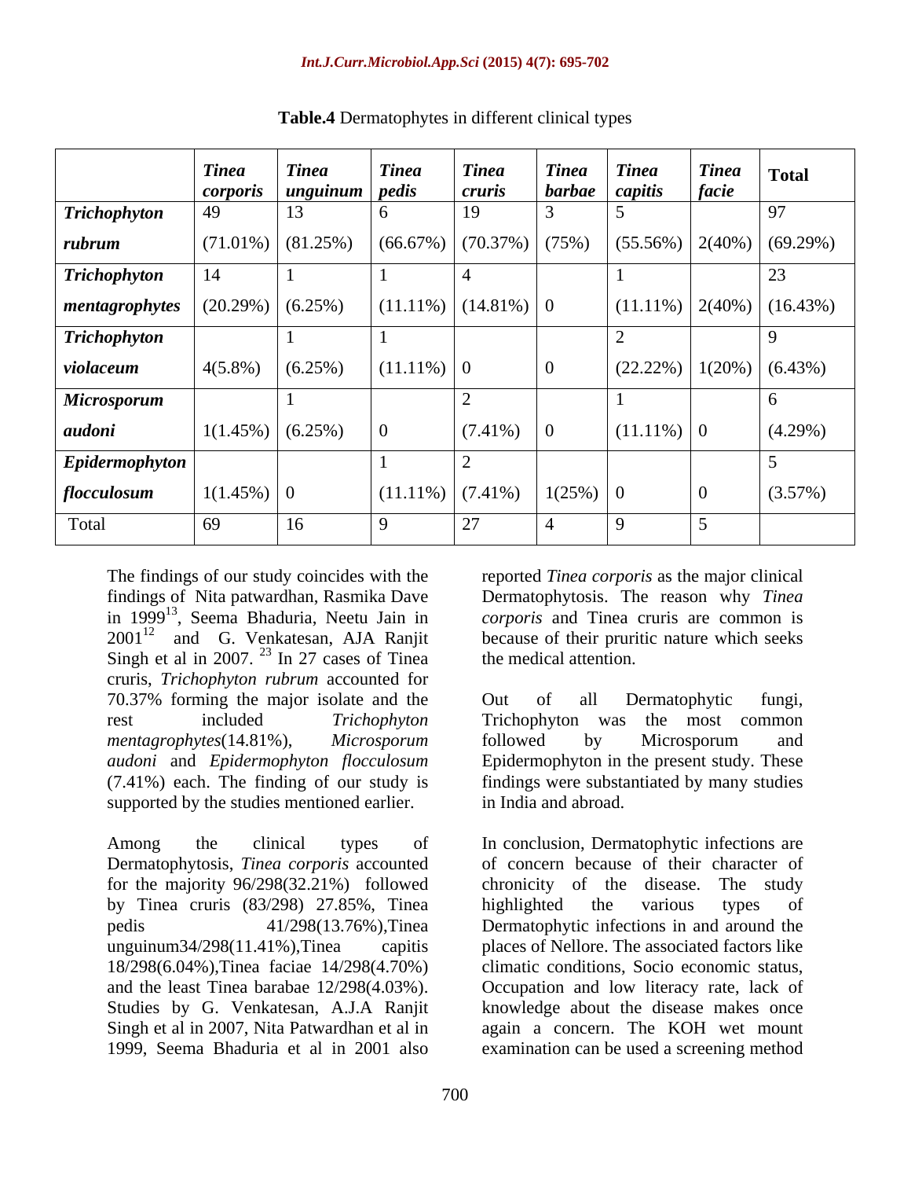**Table.4** Dermatophytes in different clinical types

| | *Tinea corporis* | *Tinea unguinum* | *Tinea pedis* | *Tinea cruris* | *Tinea barbae* | *Tinea capitis* | *Tinea facie* | Total |
|---|---|---|---|---|---|---|---|---|
| ***Trichophyton rubrum*** | 49 (71.01%) | 13 (81.25%) | 6 (66.67%) | 19 (70.37%) | 3 (75%) | 5 (55.56%) | 2(40%) | 97 (69.29%) |
| ***Trichophyton mentagrophytes*** | 14 (20.29%) | 1 (6.25%) | 1 (11.11%) | 4 (14.81%) | 0 | 1 (11.11%) | 2(40%) | 23 (16.43%) |
| ***Trichophyton violaceum*** | 4(5.8%) | 1 (6.25%) | 1 (11.11%) | 0 | 0 | 2 (22.22%) | 1(20%) | 9 (6.43%) |
| ***Microsporum audoni*** | 1(1.45%) | 1 (6.25%) | 0 | 2 (7.41%) | 0 | 1 (11.11%) | 0 | 6 (4.29%) |
| ***Epidermophyton flocculosum*** | 1(1.45%) | 0 | 1 (11.11%) | 2 (7.41%) | 1(25%) | 0 | 0 | 5 (3.57%) |
| Total | 69 | 16 | 9 | 27 | 4 | 9 | 5 | |

The findings of our study coincides with the findings of Nita patwardhan, Rasmika Dave in 1999[13], Seema Bhaduria, Neetu Jain in 2001[12] and G. Venkatesan, AJA Ranjit Singh et al in 2007. [23] In 27 cases of Tinea cruris, *Trichophyton rubrum* accounted for 70.37% forming the major isolate and the rest included *Trichophyton mentagrophytes*(14.81%), *Microsporum audoni* and *Epidermophyton flocculosum* (7.41%) each. The finding of our study is supported by the studies mentioned earlier.

Among the clinical types of Dermatophytosis, *Tinea corporis* accounted for the majority 96/298(32.21%) followed by Tinea cruris (83/298) 27.85%, Tinea pedis 41/298(13.76%),Tinea unguinum34/298(11.41%),Tinea capitis 18/298(6.04%),Tinea faciae 14/298(4.70%) and the least Tinea barabae 12/298(4.03%). Studies by G. Venkatesan, A.J.A Ranjit Singh et al in 2007, Nita Patwardhan et al in 1999, Seema Bhaduria et al in 2001 also reported *Tinea corporis* as the major clinical Dermatophytosis. The reason why *Tinea corporis* and Tinea cruris are common is because of their pruritic nature which seeks the medical attention.

Out of all Dermatophytic fungi, Trichophyton was the most common followed by Microsporum and Epidermophyton in the present study. These findings were substantiated by many studies in India and abroad.

In conclusion, Dermatophytic infections are of concern because of their character of chronicity of the disease. The study highlighted the various types of Dermatophytic infections in and around the places of Nellore. The associated factors like climatic conditions, Socio economic status, Occupation and low literacy rate, lack of knowledge about the disease makes once again a concern. The KOH wet mount examination can be used a screening method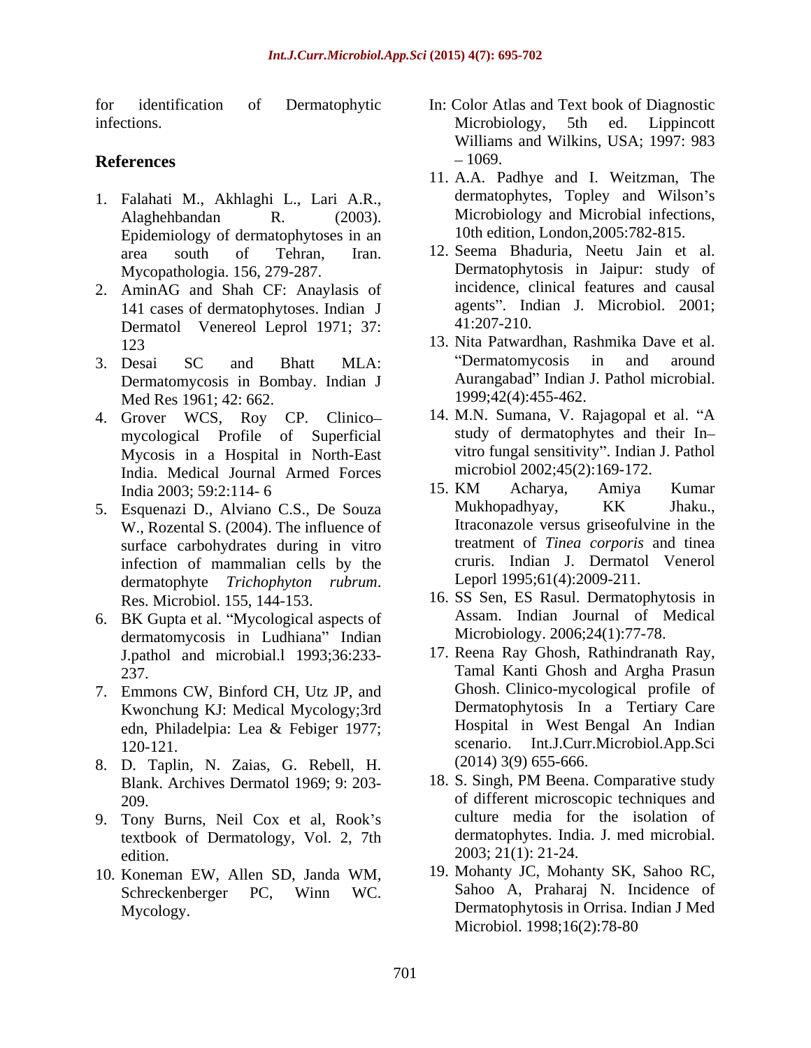for identification of Dermatophytic infections.

## References

1. Falahati M., Akhlaghi L., Lari A.R., Alaghehbandan R. (2003). Epidemiology of dermatophytoses in an area south of Tehran, Iran. Mycopathologia. 156, 279-287.
2. AminAG and Shah CF: Anaylasis of 141 cases of dermatophytoses. Indian J Dermatol Venereol Leprol 1971; 37: 123
3. Desai SC and Bhatt MLA: Dermatomycosis in Bombay. Indian J Med Res 1961; 42: 662.
4. Grover WCS, Roy CP. Clinico–mycological Profile of Superficial Mycosis in a Hospital in North-East India. Medical Journal Armed Forces India 2003; 59:2:114- 6
5. Esquenazi D., Alviano C.S., De Souza W., Rozental S. (2004). The influence of surface carbohydrates during in vitro infection of mammalian cells by the dermatophyte *Trichophyton rubrum*. Res. Microbiol. 155, 144-153.
6. BK Gupta et al. "Mycological aspects of dermatomycosis in Ludhiana" Indian J.pathol and microbial.l 1993;36:233-237.
7. Emmons CW, Binford CH, Utz JP, and Kwonchung KJ: Medical Mycology;3rd edn, Philadelpia: Lea & Febiger 1977; 120-121.
8. D. Taplin, N. Zaias, G. Rebell, H. Blank. Archives Dermatol 1969; 9: 203-209.
9. Tony Burns, Neil Cox et al, Rook's textbook of Dermatology, Vol. 2, 7th edition.
10. Koneman EW, Allen SD, Janda WM, Schreckenberger PC, Winn WC. Mycology. In: Color Atlas and Text book of Diagnostic Microbiology, 5th ed. Lippincott Williams and Wilkins, USA; 1997: 983 – 1069.
11. A.A. Padhye and I. Weitzman, The dermatophytes, Topley and Wilson's Microbiology and Microbial infections, 10th edition, London,2005:782-815.
12. Seema Bhaduria, Neetu Jain et al. Dermatophytosis in Jaipur: study of incidence, clinical features and causal agents". Indian J. Microbiol. 2001; 41:207-210.
13. Nita Patwardhan, Rashmika Dave et al. "Dermatomycosis in and around Aurangabad" Indian J. Pathol microbial. 1999;42(4):455-462.
14. M.N. Sumana, V. Rajagopal et al. "A study of dermatophytes and their In–vitro fungal sensitivity". Indian J. Pathol microbiol 2002;45(2):169-172.
15. KM Acharya, Amiya Kumar Mukhopadhyay, KK Jhaku., Itraconazole versus griseofulvine in the treatment of *Tinea corporis* and tinea cruris. Indian J. Dermatol Venerol Leporl 1995;61(4):2009-211.
16. SS Sen, ES Rasul. Dermatophytosis in Assam. Indian Journal of Medical Microbiology. 2006;24(1):77-78.
17. Reena Ray Ghosh, Rathindranath Ray, Tamal Kanti Ghosh and Argha Prasun Ghosh. Clinico-mycological profile of Dermatophytosis In a Tertiary Care Hospital in West Bengal An Indian scenario. Int.J.Curr.Microbiol.App.Sci (2014) 3(9) 655-666.
18. S. Singh, PM Beena. Comparative study of different microscopic techniques and culture media for the isolation of dermatophytes. India. J. med microbial. 2003; 21(1): 21-24.
19. Mohanty JC, Mohanty SK, Sahoo RC, Sahoo A, Praharaj N. Incidence of Dermatophytosis in Orrisa. Indian J Med Microbiol. 1998;16(2):78-80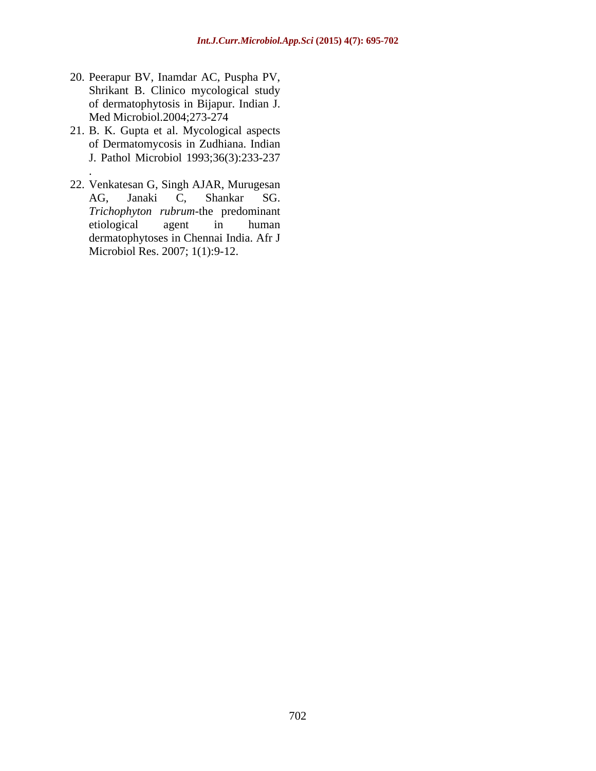20. Peerapur BV, Inamdar AC, Puspha PV, Shrikant B. Clinico mycological study of dermatophytosis in Bijapur. Indian J. Med Microbiol.2004;273-274
21. B. K. Gupta et al. Mycological aspects of Dermatomycosis in Zudhiana. Indian J. Pathol Microbiol 1993;36(3):233-237 .
22. Venkatesan G, Singh AJAR, Murugesan AG, Janaki C, Shankar SG. *Trichophyton rubrum*-the predominant etiological agent in human dermatophytoses in Chennai India. Afr J Microbiol Res. 2007; 1(1):9-12.